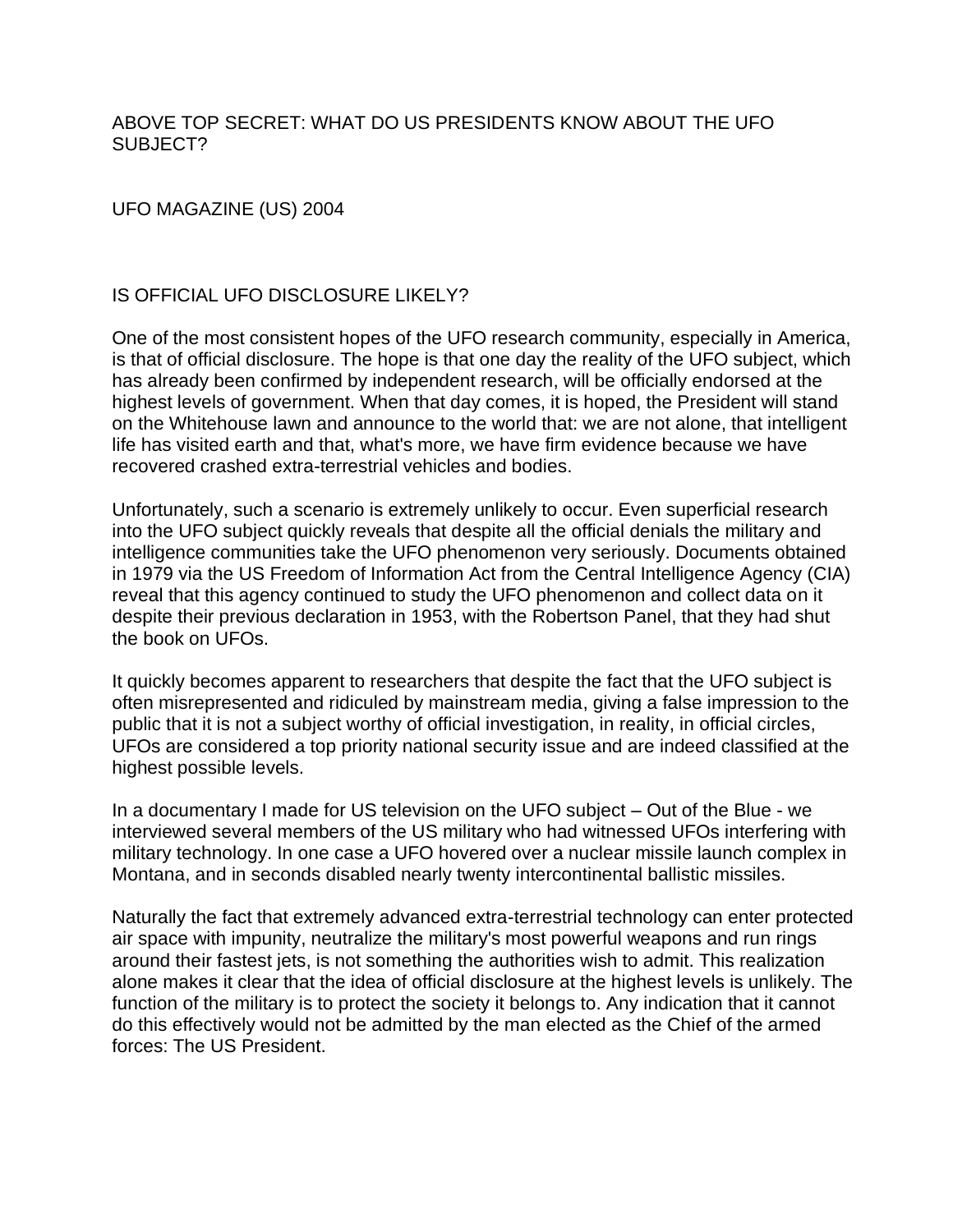# ABOVE TOP SECRET: WHAT DO US PRESIDENTS KNOW ABOUT THE UFO SUBJECT?

UFO MAGAZINE (US) 2004

## IS OFFICIAL UFO DISCLOSURE LIKELY?

One of the most consistent hopes of the UFO research community, especially in America, is that of official disclosure. The hope is that one day the reality of the UFO subject, which has already been confirmed by independent research, will be officially endorsed at the highest levels of government. When that day comes, it is hoped, the President will stand on the Whitehouse lawn and announce to the world that: we are not alone, that intelligent life has visited earth and that, what's more, we have firm evidence because we have recovered crashed extra-terrestrial vehicles and bodies.

Unfortunately, such a scenario is extremely unlikely to occur. Even superficial research into the UFO subject quickly reveals that despite all the official denials the military and intelligence communities take the UFO phenomenon very seriously. Documents obtained in 1979 via the US Freedom of Information Act from the Central Intelligence Agency (CIA) reveal that this agency continued to study the UFO phenomenon and collect data on it despite their previous declaration in 1953, with the Robertson Panel, that they had shut the book on UFOs.

It quickly becomes apparent to researchers that despite the fact that the UFO subject is often misrepresented and ridiculed by mainstream media, giving a false impression to the public that it is not a subject worthy of official investigation, in reality, in official circles, UFOs are considered a top priority national security issue and are indeed classified at the highest possible levels.

In a documentary I made for US television on the UFO subject – Out of the Blue - we interviewed several members of the US military who had witnessed UFOs interfering with military technology. In one case a UFO hovered over a nuclear missile launch complex in Montana, and in seconds disabled nearly twenty intercontinental ballistic missiles.

Naturally the fact that extremely advanced extra-terrestrial technology can enter protected air space with impunity, neutralize the military's most powerful weapons and run rings around their fastest jets, is not something the authorities wish to admit. This realization alone makes it clear that the idea of official disclosure at the highest levels is unlikely. The function of the military is to protect the society it belongs to. Any indication that it cannot do this effectively would not be admitted by the man elected as the Chief of the armed forces: The US President.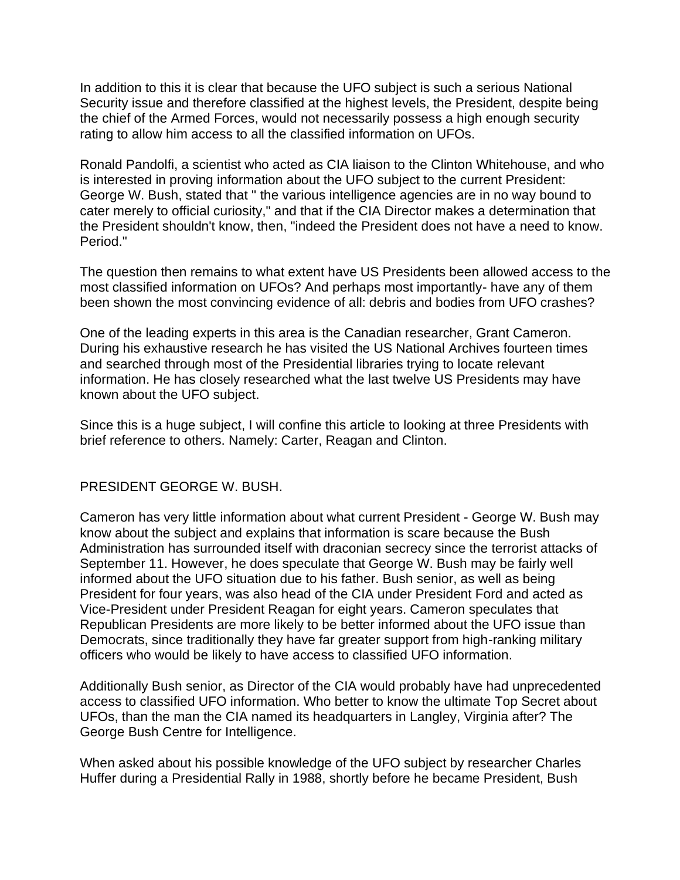In addition to this it is clear that because the UFO subject is such a serious National Security issue and therefore classified at the highest levels, the President, despite being the chief of the Armed Forces, would not necessarily possess a high enough security rating to allow him access to all the classified information on UFOs.

Ronald Pandolfi, a scientist who acted as CIA liaison to the Clinton Whitehouse, and who is interested in proving information about the UFO subject to the current President: George W. Bush, stated that " the various intelligence agencies are in no way bound to cater merely to official curiosity," and that if the CIA Director makes a determination that the President shouldn't know, then, "indeed the President does not have a need to know. Period."

The question then remains to what extent have US Presidents been allowed access to the most classified information on UFOs? And perhaps most importantly- have any of them been shown the most convincing evidence of all: debris and bodies from UFO crashes?

One of the leading experts in this area is the Canadian researcher, Grant Cameron. During his exhaustive research he has visited the US National Archives fourteen times and searched through most of the Presidential libraries trying to locate relevant information. He has closely researched what the last twelve US Presidents may have known about the UFO subject.

Since this is a huge subject, I will confine this article to looking at three Presidents with brief reference to others. Namely: Carter, Reagan and Clinton.

## PRESIDENT GEORGE W. BUSH.

Cameron has very little information about what current President - George W. Bush may know about the subject and explains that information is scare because the Bush Administration has surrounded itself with draconian secrecy since the terrorist attacks of September 11. However, he does speculate that George W. Bush may be fairly well informed about the UFO situation due to his father. Bush senior, as well as being President for four years, was also head of the CIA under President Ford and acted as Vice-President under President Reagan for eight years. Cameron speculates that Republican Presidents are more likely to be better informed about the UFO issue than Democrats, since traditionally they have far greater support from high-ranking military officers who would be likely to have access to classified UFO information.

Additionally Bush senior, as Director of the CIA would probably have had unprecedented access to classified UFO information. Who better to know the ultimate Top Secret about UFOs, than the man the CIA named its headquarters in Langley, Virginia after? The George Bush Centre for Intelligence.

When asked about his possible knowledge of the UFO subject by researcher Charles Huffer during a Presidential Rally in 1988, shortly before he became President, Bush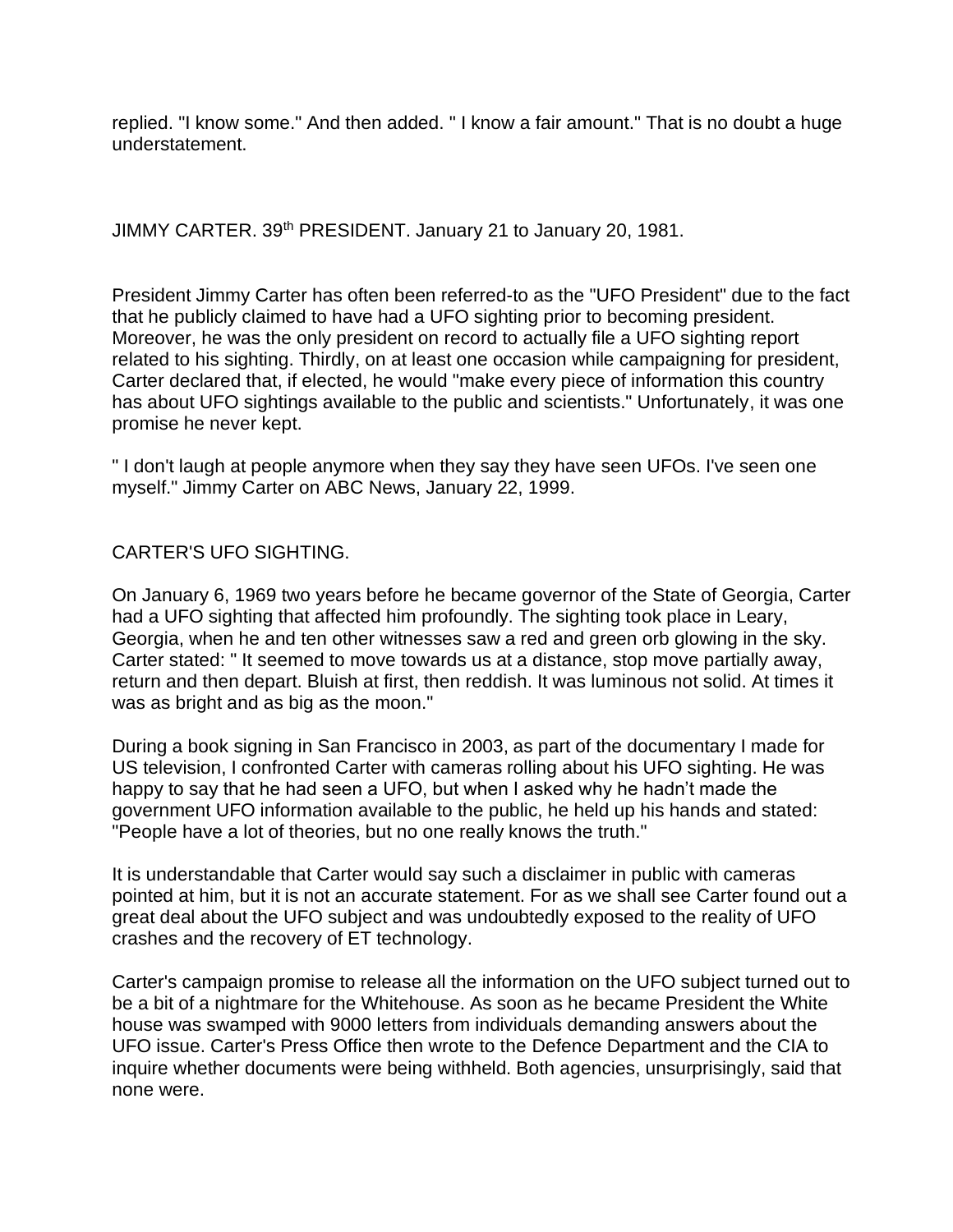replied. "I know some." And then added. " I know a fair amount." That is no doubt a huge understatement.

## JIMMY CARTER. 39th PRESIDENT. January 21 to January 20, 1981.

President Jimmy Carter has often been referred-to as the "UFO President" due to the fact that he publicly claimed to have had a UFO sighting prior to becoming president. Moreover, he was the only president on record to actually file a UFO sighting report related to his sighting. Thirdly, on at least one occasion while campaigning for president, Carter declared that, if elected, he would "make every piece of information this country has about UFO sightings available to the public and scientists." Unfortunately, it was one promise he never kept.

" I don't laugh at people anymore when they say they have seen UFOs. I've seen one myself." Jimmy Carter on ABC News, January 22, 1999.

### CARTER'S UFO SIGHTING.

On January 6, 1969 two years before he became governor of the State of Georgia, Carter had a UFO sighting that affected him profoundly. The sighting took place in Leary, Georgia, when he and ten other witnesses saw a red and green orb glowing in the sky. Carter stated: " It seemed to move towards us at a distance, stop move partially away, return and then depart. Bluish at first, then reddish. It was luminous not solid. At times it was as bright and as big as the moon."

During a book signing in San Francisco in 2003, as part of the documentary I made for US television, I confronted Carter with cameras rolling about his UFO sighting. He was happy to say that he had seen a UFO, but when I asked why he hadn't made the government UFO information available to the public, he held up his hands and stated: "People have a lot of theories, but no one really knows the truth."

It is understandable that Carter would say such a disclaimer in public with cameras pointed at him, but it is not an accurate statement. For as we shall see Carter found out a great deal about the UFO subject and was undoubtedly exposed to the reality of UFO crashes and the recovery of ET technology.

Carter's campaign promise to release all the information on the UFO subject turned out to be a bit of a nightmare for the Whitehouse. As soon as he became President the White house was swamped with 9000 letters from individuals demanding answers about the UFO issue. Carter's Press Office then wrote to the Defence Department and the CIA to inquire whether documents were being withheld. Both agencies, unsurprisingly, said that none were.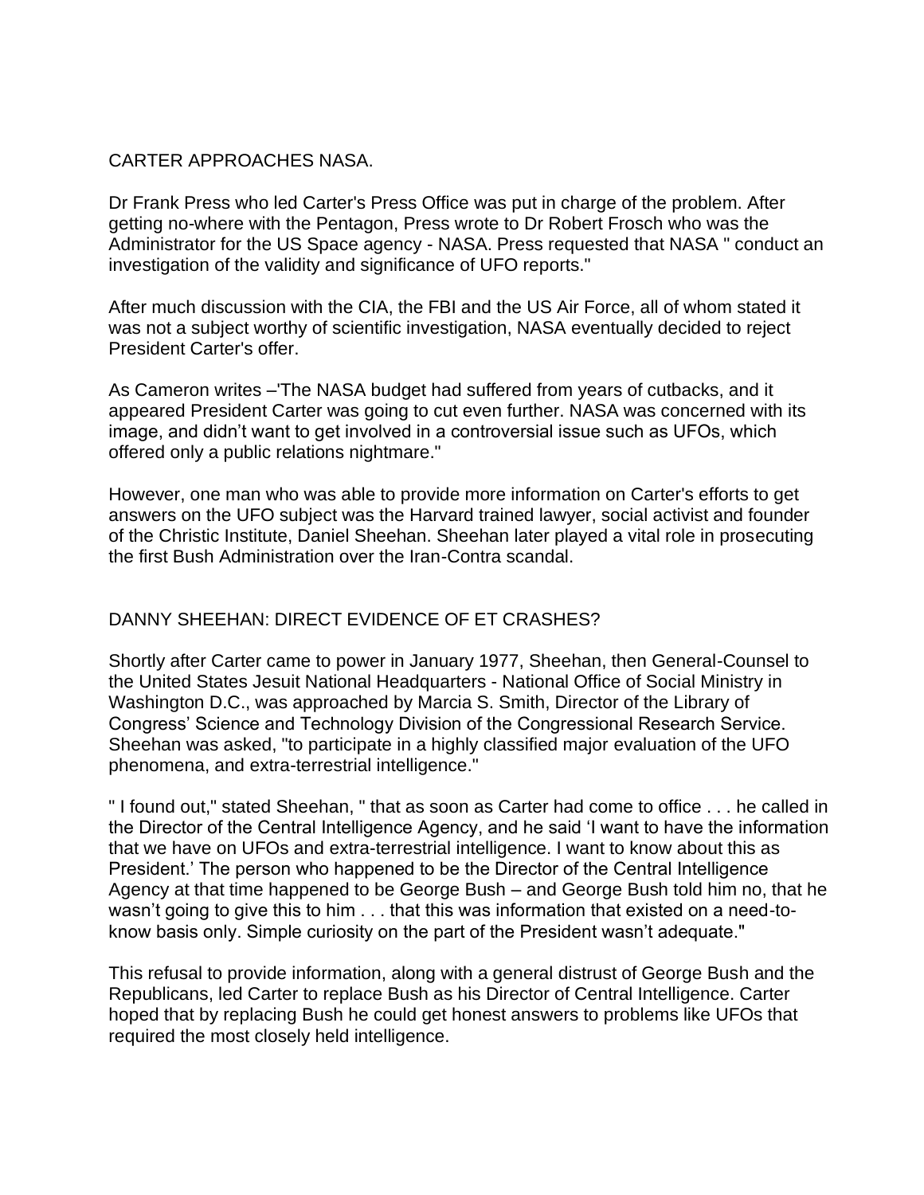## CARTER APPROACHES NASA.

Dr Frank Press who led Carter's Press Office was put in charge of the problem. After getting no-where with the Pentagon, Press wrote to Dr Robert Frosch who was the Administrator for the US Space agency - NASA. Press requested that NASA " conduct an investigation of the validity and significance of UFO reports."

After much discussion with the CIA, the FBI and the US Air Force, all of whom stated it was not a subject worthy of scientific investigation, NASA eventually decided to reject President Carter's offer.

As Cameron writes –'The NASA budget had suffered from years of cutbacks, and it appeared President Carter was going to cut even further. NASA was concerned with its image, and didn't want to get involved in a controversial issue such as UFOs, which offered only a public relations nightmare."

However, one man who was able to provide more information on Carter's efforts to get answers on the UFO subject was the Harvard trained lawyer, social activist and founder of the Christic Institute, Daniel Sheehan. Sheehan later played a vital role in prosecuting the first Bush Administration over the Iran-Contra scandal.

## DANNY SHEEHAN: DIRECT EVIDENCE OF ET CRASHES?

Shortly after Carter came to power in January 1977, Sheehan, then General-Counsel to the United States Jesuit National Headquarters - National Office of Social Ministry in Washington D.C., was approached by Marcia S. Smith, Director of the Library of Congress' Science and Technology Division of the Congressional Research Service. Sheehan was asked, "to participate in a highly classified major evaluation of the UFO phenomena, and extra-terrestrial intelligence."

" I found out," stated Sheehan, " that as soon as Carter had come to office . . . he called in the Director of the Central Intelligence Agency, and he said 'I want to have the information that we have on UFOs and extra-terrestrial intelligence. I want to know about this as President.' The person who happened to be the Director of the Central Intelligence Agency at that time happened to be George Bush – and George Bush told him no, that he wasn't going to give this to him . . . that this was information that existed on a need-to-know basis only. Simple curiosity on the part of the President wasn't adequate."

This refusal to provide information, along with a general distrust of George Bush and the Republicans, led Carter to replace Bush as his Director of Central Intelligence. Carter hoped that by replacing Bush he could get honest answers to problems like UFOs that required the most closely held intelligence.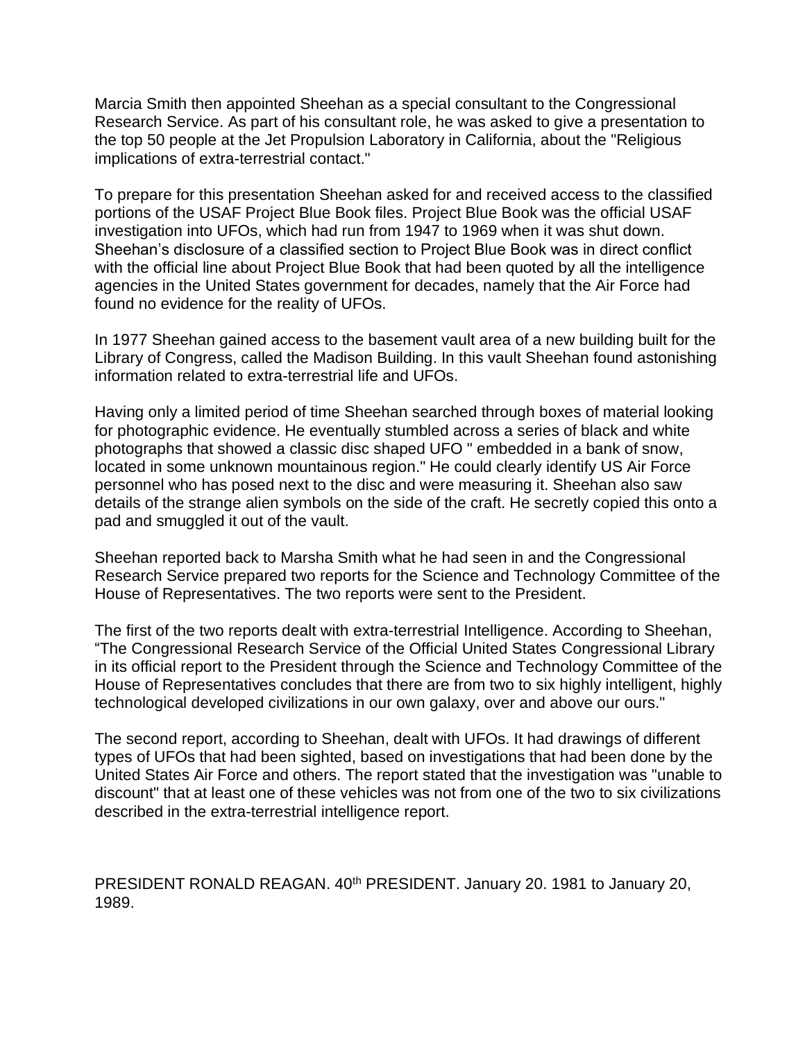Marcia Smith then appointed Sheehan as a special consultant to the Congressional Research Service. As part of his consultant role, he was asked to give a presentation to the top 50 people at the Jet Propulsion Laboratory in California, about the "Religious implications of extra-terrestrial contact."

To prepare for this presentation Sheehan asked for and received access to the classified portions of the USAF Project Blue Book files. Project Blue Book was the official USAF investigation into UFOs, which had run from 1947 to 1969 when it was shut down. Sheehan's disclosure of a classified section to Project Blue Book was in direct conflict with the official line about Project Blue Book that had been quoted by all the intelligence agencies in the United States government for decades, namely that the Air Force had found no evidence for the reality of UFOs.

In 1977 Sheehan gained access to the basement vault area of a new building built for the Library of Congress, called the Madison Building. In this vault Sheehan found astonishing information related to extra-terrestrial life and UFOs.

Having only a limited period of time Sheehan searched through boxes of material looking for photographic evidence. He eventually stumbled across a series of black and white photographs that showed a classic disc shaped UFO " embedded in a bank of snow, located in some unknown mountainous region." He could clearly identify US Air Force personnel who has posed next to the disc and were measuring it. Sheehan also saw details of the strange alien symbols on the side of the craft. He secretly copied this onto a pad and smuggled it out of the vault.

Sheehan reported back to Marsha Smith what he had seen in and the Congressional Research Service prepared two reports for the Science and Technology Committee of the House of Representatives. The two reports were sent to the President.

The first of the two reports dealt with extra-terrestrial Intelligence. According to Sheehan, "The Congressional Research Service of the Official United States Congressional Library in its official report to the President through the Science and Technology Committee of the House of Representatives concludes that there are from two to six highly intelligent, highly technological developed civilizations in our own galaxy, over and above our ours."

The second report, according to Sheehan, dealt with UFOs. It had drawings of different types of UFOs that had been sighted, based on investigations that had been done by the United States Air Force and others. The report stated that the investigation was "unable to discount" that at least one of these vehicles was not from one of the two to six civilizations described in the extra-terrestrial intelligence report.

PRESIDENT RONALD REAGAN. 40th PRESIDENT. January 20. 1981 to January 20, 1989.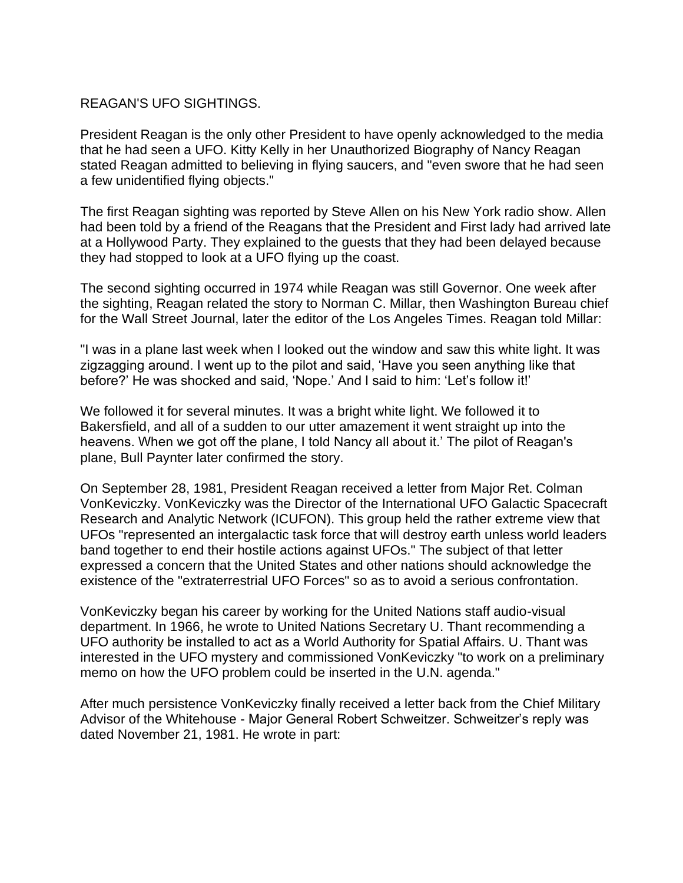REAGAN'S UFO SIGHTINGS.

President Reagan is the only other President to have openly acknowledged to the media that he had seen a UFO. Kitty Kelly in her Unauthorized Biography of Nancy Reagan stated Reagan admitted to believing in flying saucers, and "even swore that he had seen a few unidentified flying objects."

The first Reagan sighting was reported by Steve Allen on his New York radio show. Allen had been told by a friend of the Reagans that the President and First lady had arrived late at a Hollywood Party. They explained to the guests that they had been delayed because they had stopped to look at a UFO flying up the coast.

The second sighting occurred in 1974 while Reagan was still Governor. One week after the sighting, Reagan related the story to Norman C. Millar, then Washington Bureau chief for the Wall Street Journal, later the editor of the Los Angeles Times. Reagan told Millar:

"I was in a plane last week when I looked out the window and saw this white light. It was zigzagging around. I went up to the pilot and said, 'Have you seen anything like that before?' He was shocked and said, 'Nope.' And I said to him: 'Let's follow it!'

We followed it for several minutes. It was a bright white light. We followed it to Bakersfield, and all of a sudden to our utter amazement it went straight up into the heavens. When we got off the plane, I told Nancy all about it.' The pilot of Reagan's plane, Bull Paynter later confirmed the story.

On September 28, 1981, President Reagan received a letter from Major Ret. Colman VonKeviczky. VonKeviczky was the Director of the International UFO Galactic Spacecraft Research and Analytic Network (ICUFON). This group held the rather extreme view that UFOs "represented an intergalactic task force that will destroy earth unless world leaders band together to end their hostile actions against UFOs." The subject of that letter expressed a concern that the United States and other nations should acknowledge the existence of the "extraterrestrial UFO Forces" so as to avoid a serious confrontation.

VonKeviczky began his career by working for the United Nations staff audio-visual department. In 1966, he wrote to United Nations Secretary U. Thant recommending a UFO authority be installed to act as a World Authority for Spatial Affairs. U. Thant was interested in the UFO mystery and commissioned VonKeviczky "to work on a preliminary memo on how the UFO problem could be inserted in the U.N. agenda."

After much persistence VonKeviczky finally received a letter back from the Chief Military Advisor of the Whitehouse - Major General Robert Schweitzer. Schweitzer's reply was dated November 21, 1981. He wrote in part: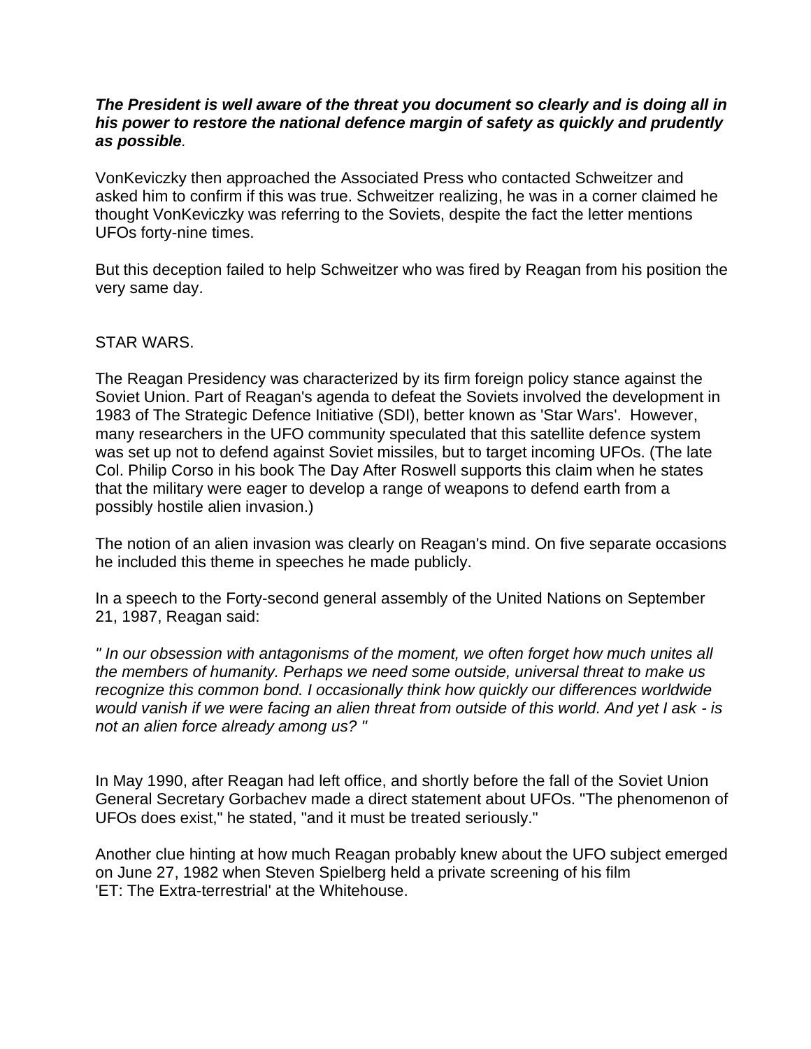***The President is well aware of the threat you document so clearly and is doing all in his power to restore the national defence margin of safety as quickly and prudently as possible**.*

VonKeviczky then approached the Associated Press who contacted Schweitzer and asked him to confirm if this was true. Schweitzer realizing, he was in a corner claimed he thought VonKeviczky was referring to the Soviets, despite the fact the letter mentions UFOs forty-nine times.

But this deception failed to help Schweitzer who was fired by Reagan from his position the very same day.

STAR WARS.

The Reagan Presidency was characterized by its firm foreign policy stance against the Soviet Union. Part of Reagan's agenda to defeat the Soviets involved the development in 1983 of The Strategic Defence Initiative (SDI), better known as 'Star Wars'. However, many researchers in the UFO community speculated that this satellite defence system was set up not to defend against Soviet missiles, but to target incoming UFOs. (The late Col. Philip Corso in his book The Day After Roswell supports this claim when he states that the military were eager to develop a range of weapons to defend earth from a possibly hostile alien invasion.)

The notion of an alien invasion was clearly on Reagan's mind. On five separate occasions he included this theme in speeches he made publicly.

In a speech to the Forty-second general assembly of the United Nations on September 21, 1987, Reagan said:

*" In our obsession with antagonisms of the moment, we often forget how much unites all the members of humanity. Perhaps we need some outside, universal threat to make us recognize this common bond. I occasionally think how quickly our differences worldwide would vanish if we were facing an alien threat from outside of this world. And yet I ask - is not an alien force already among us? "*

In May 1990, after Reagan had left office, and shortly before the fall of the Soviet Union General Secretary Gorbachev made a direct statement about UFOs. "The phenomenon of UFOs does exist," he stated, "and it must be treated seriously."

Another clue hinting at how much Reagan probably knew about the UFO subject emerged on June 27, 1982 when Steven Spielberg held a private screening of his film 'ET: The Extra-terrestrial' at the Whitehouse.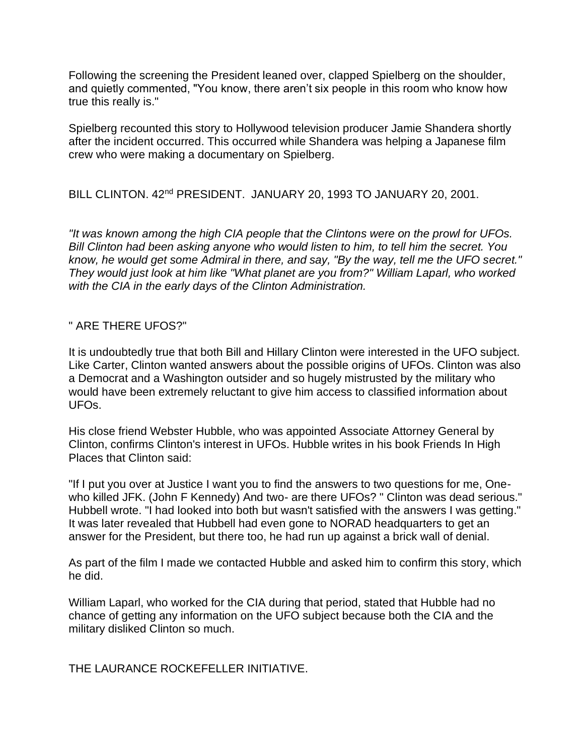Following the screening the President leaned over, clapped Spielberg on the shoulder, and quietly commented, "You know, there aren't six people in this room who know how true this really is."

Spielberg recounted this story to Hollywood television producer Jamie Shandera shortly after the incident occurred. This occurred while Shandera was helping a Japanese film crew who were making a documentary on Spielberg.

BILL CLINTON. 42nd PRESIDENT. JANUARY 20, 1993 TO JANUARY 20, 2001.

*"It was known among the high CIA people that the Clintons were on the prowl for UFOs. Bill Clinton had been asking anyone who would listen to him, to tell him the secret. You know, he would get some Admiral in there, and say, "By the way, tell me the UFO secret." They would just look at him like "What planet are you from?" William Laparl, who worked with the CIA in the early days of the Clinton Administration.*

" ARE THERE UFOS?"

It is undoubtedly true that both Bill and Hillary Clinton were interested in the UFO subject. Like Carter, Clinton wanted answers about the possible origins of UFOs. Clinton was also a Democrat and a Washington outsider and so hugely mistrusted by the military who would have been extremely reluctant to give him access to classified information about UFOs.

His close friend Webster Hubble, who was appointed Associate Attorney General by Clinton, confirms Clinton's interest in UFOs. Hubble writes in his book Friends In High Places that Clinton said:

"If I put you over at Justice I want you to find the answers to two questions for me, One- who killed JFK. (John F Kennedy) And two- are there UFOs? " Clinton was dead serious." Hubbell wrote. "I had looked into both but wasn't satisfied with the answers I was getting." It was later revealed that Hubbell had even gone to NORAD headquarters to get an answer for the President, but there too, he had run up against a brick wall of denial.

As part of the film I made we contacted Hubble and asked him to confirm this story, which he did.

William Laparl, who worked for the CIA during that period, stated that Hubble had no chance of getting any information on the UFO subject because both the CIA and the military disliked Clinton so much.

THE LAURANCE ROCKEFELLER INITIATIVE.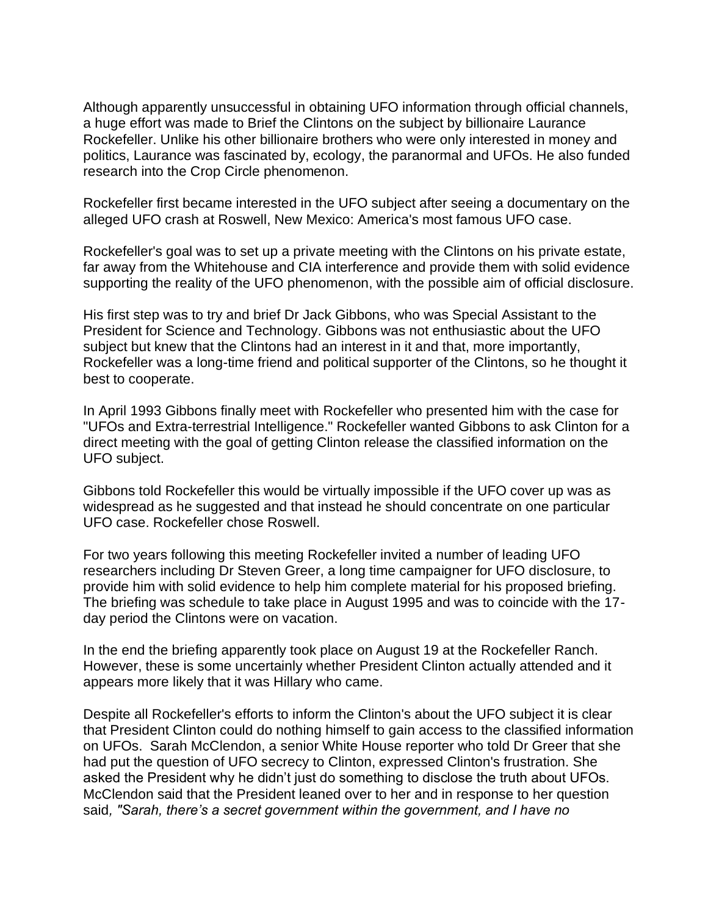Although apparently unsuccessful in obtaining UFO information through official channels, a huge effort was made to Brief the Clintons on the subject by billionaire Laurance Rockefeller. Unlike his other billionaire brothers who were only interested in money and politics, Laurance was fascinated by, ecology, the paranormal and UFOs. He also funded research into the Crop Circle phenomenon.

Rockefeller first became interested in the UFO subject after seeing a documentary on the alleged UFO crash at Roswell, New Mexico: America's most famous UFO case.

Rockefeller's goal was to set up a private meeting with the Clintons on his private estate, far away from the Whitehouse and CIA interference and provide them with solid evidence supporting the reality of the UFO phenomenon, with the possible aim of official disclosure.

His first step was to try and brief Dr Jack Gibbons, who was Special Assistant to the President for Science and Technology. Gibbons was not enthusiastic about the UFO subject but knew that the Clintons had an interest in it and that, more importantly, Rockefeller was a long-time friend and political supporter of the Clintons, so he thought it best to cooperate.

In April 1993 Gibbons finally meet with Rockefeller who presented him with the case for "UFOs and Extra-terrestrial Intelligence." Rockefeller wanted Gibbons to ask Clinton for a direct meeting with the goal of getting Clinton release the classified information on the UFO subject.

Gibbons told Rockefeller this would be virtually impossible if the UFO cover up was as widespread as he suggested and that instead he should concentrate on one particular UFO case. Rockefeller chose Roswell.

For two years following this meeting Rockefeller invited a number of leading UFO researchers including Dr Steven Greer, a long time campaigner for UFO disclosure, to provide him with solid evidence to help him complete material for his proposed briefing. The briefing was schedule to take place in August 1995 and was to coincide with the 17-day period the Clintons were on vacation.

In the end the briefing apparently took place on August 19 at the Rockefeller Ranch. However, these is some uncertainly whether President Clinton actually attended and it appears more likely that it was Hillary who came.

Despite all Rockefeller's efforts to inform the Clinton's about the UFO subject it is clear that President Clinton could do nothing himself to gain access to the classified information on UFOs. Sarah McClendon, a senior White House reporter who told Dr Greer that she had put the question of UFO secrecy to Clinton, expressed Clinton's frustration. She asked the President why he didn't just do something to disclose the truth about UFOs. McClendon said that the President leaned over to her and in response to her question said*, "Sarah, there's a secret government within the government, and I have no*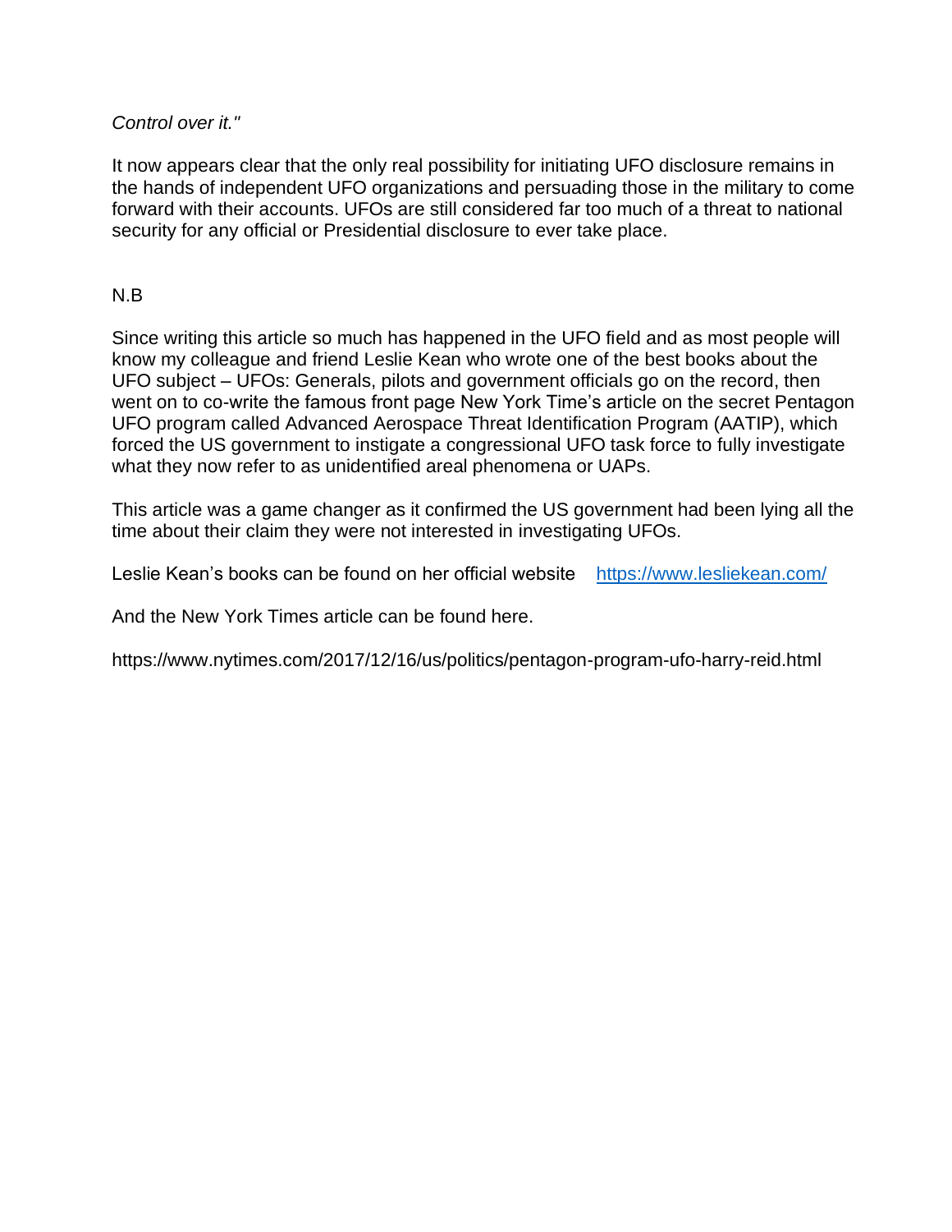*Control over it."*

It now appears clear that the only real possibility for initiating UFO disclosure remains in the hands of independent UFO organizations and persuading those in the military to come forward with their accounts. UFOs are still considered far too much of a threat to national security for any official or Presidential disclosure to ever take place.

N.B

Since writing this article so much has happened in the UFO field and as most people will know my colleague and friend Leslie Kean who wrote one of the best books about the UFO subject – UFOs: Generals, pilots and government officials go on the record, then went on to co-write the famous front page New York Time's article on the secret Pentagon UFO program called Advanced Aerospace Threat Identification Program (AATIP), which forced the US government to instigate a congressional UFO task force to fully investigate what they now refer to as unidentified areal phenomena or UAPs.

This article was a game changer as it confirmed the US government had been lying all the time about their claim they were not interested in investigating UFOs.

Leslie Kean's books can be found on her official website [https://www.lesliekean.com/](https://www.lesliekean.com/)

And the New York Times article can be found here.

https://www.nytimes.com/2017/12/16/us/politics/pentagon-program-ufo-harry-reid.html